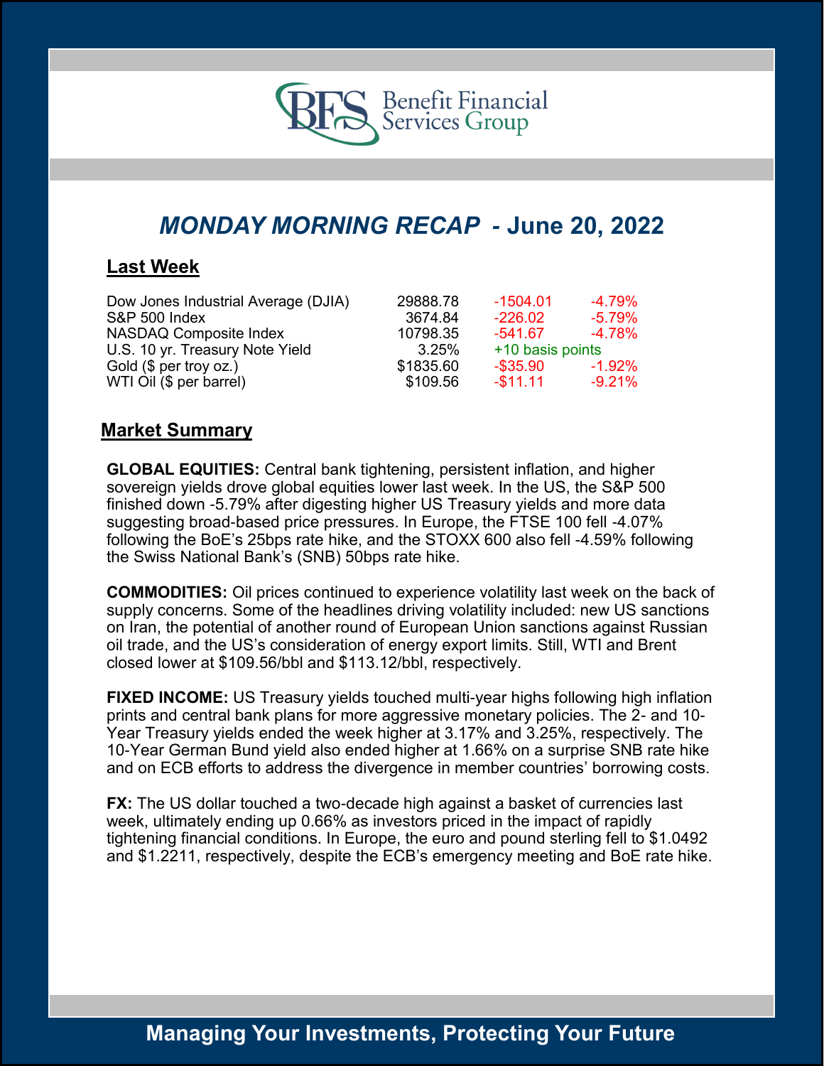Benefit Financial Services Group

# MONDAY MORNING RECAP - June 20, 2022

## Last Week

| | | | |
|---|---|---|---|
| Dow Jones Industrial Average (DJIA) | 29888.78 | -1504.01 | -4.79% |
| S&P 500 Index | 3674.84 | -226.02 | -5.79% |
| NASDAQ Composite Index | 10798.35 | -541.67 | -4.78% |
| U.S. 10 yr. Treasury Note Yield | 3.25% | +10 basis points | |
| Gold ($ per troy oz.) | $1835.60 | -$35.90 | -1.92% |
| WTI Oil ($ per barrel) | $109.56 | -$11.11 | -9.21% |

## Market Summary

**GLOBAL EQUITIES:** Central bank tightening, persistent inflation, and higher sovereign yields drove global equities lower last week. In the US, the S&P 500 finished down -5.79% after digesting higher US Treasury yields and more data suggesting broad-based price pressures. In Europe, the FTSE 100 fell -4.07% following the BoE's 25bps rate hike, and the STOXX 600 also fell -4.59% following the Swiss National Bank's (SNB) 50bps rate hike.

**COMMODITIES:** Oil prices continued to experience volatility last week on the back of supply concerns. Some of the headlines driving volatility included: new US sanctions on Iran, the potential of another round of European Union sanctions against Russian oil trade, and the US's consideration of energy export limits. Still, WTI and Brent closed lower at $109.56/bbl and $113.12/bbl, respectively.

**FIXED INCOME:** US Treasury yields touched multi-year highs following high inflation prints and central bank plans for more aggressive monetary policies. The 2- and 10-Year Treasury yields ended the week higher at 3.17% and 3.25%, respectively. The 10-Year German Bund yield also ended higher at 1.66% on a surprise SNB rate hike and on ECB efforts to address the divergence in member countries' borrowing costs.

**FX:** The US dollar touched a two-decade high against a basket of currencies last week, ultimately ending up 0.66% as investors priced in the impact of rapidly tightening financial conditions. In Europe, the euro and pound sterling fell to $1.0492 and $1.2211, respectively, despite the ECB's emergency meeting and BoE rate hike.

Managing Your Investments, Protecting Your Future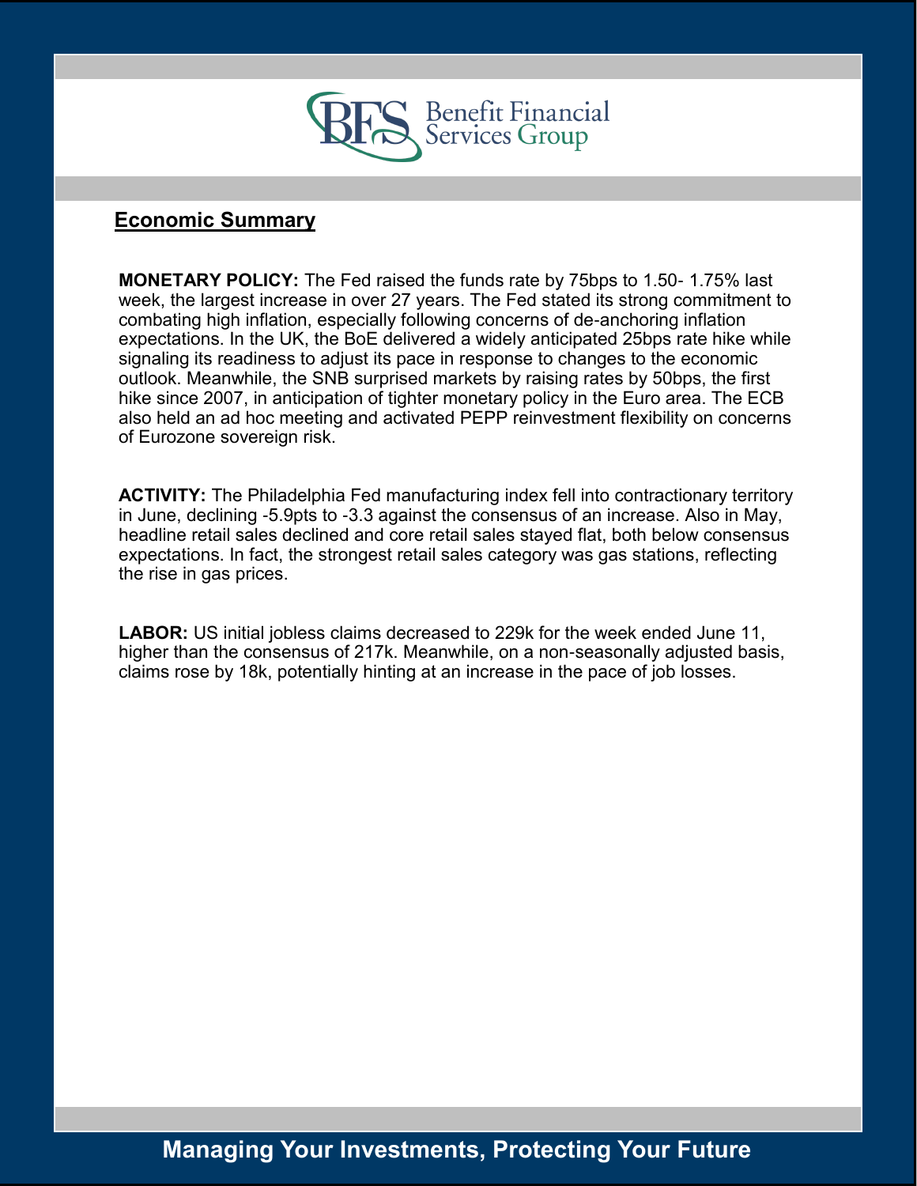## Economic Summary

**MONETARY POLICY:** The Fed raised the funds rate by 75bps to 1.50- 1.75% last week, the largest increase in over 27 years. The Fed stated its strong commitment to combating high inflation, especially following concerns of de-anchoring inflation expectations. In the UK, the BoE delivered a widely anticipated 25bps rate hike while signaling its readiness to adjust its pace in response to changes to the economic outlook. Meanwhile, the SNB surprised markets by raising rates by 50bps, the first hike since 2007, in anticipation of tighter monetary policy in the Euro area. The ECB also held an ad hoc meeting and activated PEPP reinvestment flexibility on concerns of Eurozone sovereign risk.

**ACTIVITY:** The Philadelphia Fed manufacturing index fell into contractionary territory in June, declining -5.9pts to -3.3 against the consensus of an increase. Also in May, headline retail sales declined and core retail sales stayed flat, both below consensus expectations. In fact, the strongest retail sales category was gas stations, reflecting the rise in gas prices.

**LABOR:** US initial jobless claims decreased to 229k for the week ended June 11, higher than the consensus of 217k. Meanwhile, on a non-seasonally adjusted basis, claims rose by 18k, potentially hinting at an increase in the pace of job losses.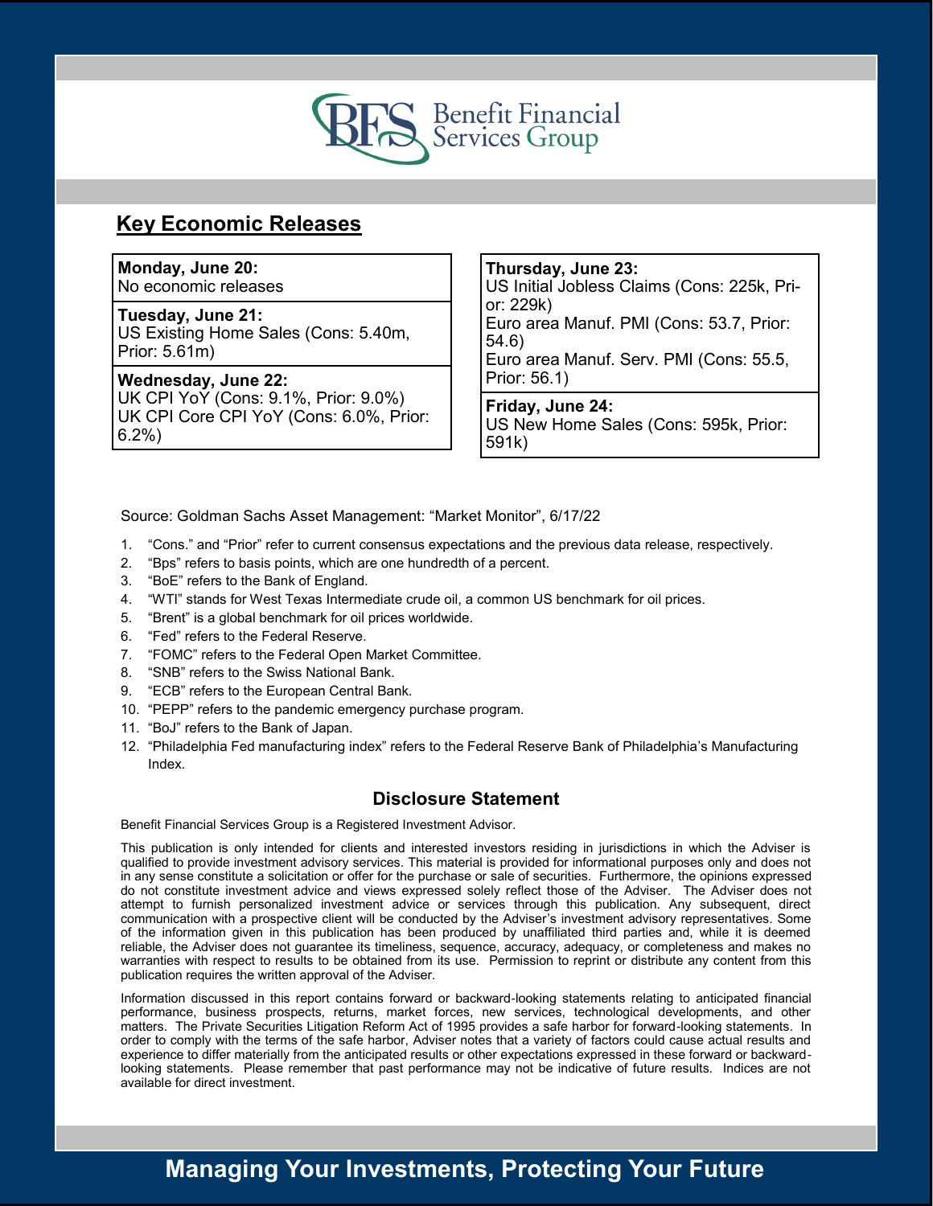Benefit Financial Services Group

## Key Economic Releases

**Monday, June 20:**
No economic releases

**Tuesday, June 21:**
US Existing Home Sales (Cons: 5.40m, Prior: 5.61m)

**Wednesday, June 22:**
UK CPI YoY (Cons: 9.1%, Prior: 9.0%)
UK CPI Core CPI YoY (Cons: 6.0%, Prior: 6.2%)

**Thursday, June 23:**
US Initial Jobless Claims (Cons: 225k, Prior: 229k)
Euro area Manuf. PMI (Cons: 53.7, Prior: 54.6)
Euro area Manuf. Serv. PMI (Cons: 55.5, Prior: 56.1)

**Friday, June 24:**
US New Home Sales (Cons: 595k, Prior: 591k)

Source: Goldman Sachs Asset Management: "Market Monitor", 6/17/22

1. "Cons." and "Prior" refer to current consensus expectations and the previous data release, respectively.
2. "Bps" refers to basis points, which are one hundredth of a percent.
3. "BoE" refers to the Bank of England.
4. "WTI" stands for West Texas Intermediate crude oil, a common US benchmark for oil prices.
5. "Brent" is a global benchmark for oil prices worldwide.
6. "Fed" refers to the Federal Reserve.
7. "FOMC" refers to the Federal Open Market Committee.
8. "SNB" refers to the Swiss National Bank.
9. "ECB" refers to the European Central Bank.
10. "PEPP" refers to the pandemic emergency purchase program.
11. "BoJ" refers to the Bank of Japan.
12. "Philadelphia Fed manufacturing index" refers to the Federal Reserve Bank of Philadelphia's Manufacturing Index.

### Disclosure Statement

Benefit Financial Services Group is a Registered Investment Advisor.

This publication is only intended for clients and interested investors residing in jurisdictions in which the Adviser is qualified to provide investment advisory services. This material is provided for informational purposes only and does not in any sense constitute a solicitation or offer for the purchase or sale of securities. Furthermore, the opinions expressed do not constitute investment advice and views expressed solely reflect those of the Adviser. The Adviser does not attempt to furnish personalized investment advice or services through this publication. Any subsequent, direct communication with a prospective client will be conducted by the Adviser's investment advisory representatives. Some of the information given in this publication has been produced by unaffiliated third parties and, while it is deemed reliable, the Adviser does not guarantee its timeliness, sequence, accuracy, adequacy, or completeness and makes no warranties with respect to results to be obtained from its use. Permission to reprint or distribute any content from this publication requires the written approval of the Adviser.

Information discussed in this report contains forward or backward-looking statements relating to anticipated financial performance, business prospects, returns, market forces, new services, technological developments, and other matters. The Private Securities Litigation Reform Act of 1995 provides a safe harbor for forward-looking statements. In order to comply with the terms of the safe harbor, Adviser notes that a variety of factors could cause actual results and experience to differ materially from the anticipated results or other expectations expressed in these forward or backward-looking statements. Please remember that past performance may not be indicative of future results. Indices are not available for direct investment.

**Managing Your Investments, Protecting Your Future**